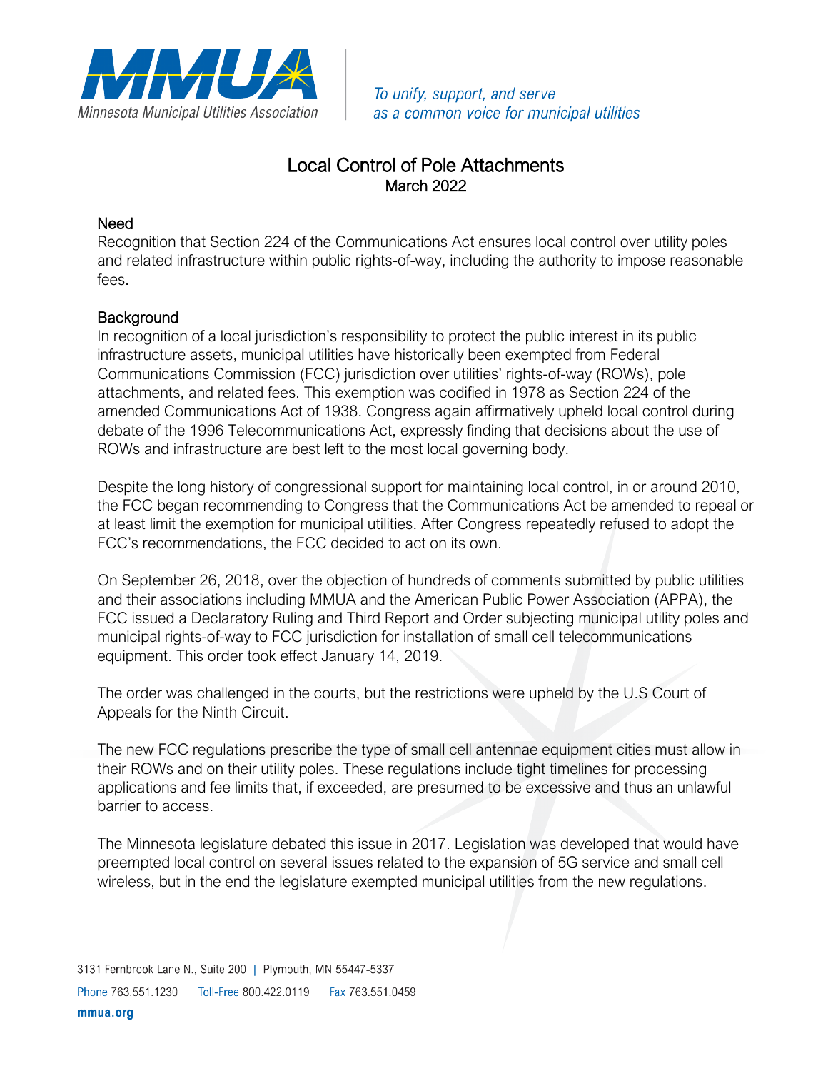MMUA
Minnesota Municipal Utilities Association

*To unify, support, and serve as a common voice for municipal utilities*

# Local Control of Pole Attachments

March 2022

## Need

Recognition that Section 224 of the Communications Act ensures local control over utility poles and related infrastructure within public rights-of-way, including the authority to impose reasonable fees.

## Background

In recognition of a local jurisdiction's responsibility to protect the public interest in its public infrastructure assets, municipal utilities have historically been exempted from Federal Communications Commission (FCC) jurisdiction over utilities' rights-of-way (ROWs), pole attachments, and related fees. This exemption was codified in 1978 as Section 224 of the amended Communications Act of 1938. Congress again affirmatively upheld local control during debate of the 1996 Telecommunications Act, expressly finding that decisions about the use of ROWs and infrastructure are best left to the most local governing body.

Despite the long history of congressional support for maintaining local control, in or around 2010, the FCC began recommending to Congress that the Communications Act be amended to repeal or at least limit the exemption for municipal utilities. After Congress repeatedly refused to adopt the FCC's recommendations, the FCC decided to act on its own.

On September 26, 2018, over the objection of hundreds of comments submitted by public utilities and their associations including MMUA and the American Public Power Association (APPA), the FCC issued a Declaratory Ruling and Third Report and Order subjecting municipal utility poles and municipal rights-of-way to FCC jurisdiction for installation of small cell telecommunications equipment. This order took effect January 14, 2019.

The order was challenged in the courts, but the restrictions were upheld by the U.S Court of Appeals for the Ninth Circuit.

The new FCC regulations prescribe the type of small cell antennae equipment cities must allow in their ROWs and on their utility poles. These regulations include tight timelines for processing applications and fee limits that, if exceeded, are presumed to be excessive and thus an unlawful barrier to access.

The Minnesota legislature debated this issue in 2017. Legislation was developed that would have preempted local control on several issues related to the expansion of 5G service and small cell wireless, but in the end the legislature exempted municipal utilities from the new regulations.

3131 Fernbrook Lane N., Suite 200 | Plymouth, MN 55447-5337
Phone 763.551.1230 Toll-Free 800.422.0119 Fax 763.551.0459
mmua.org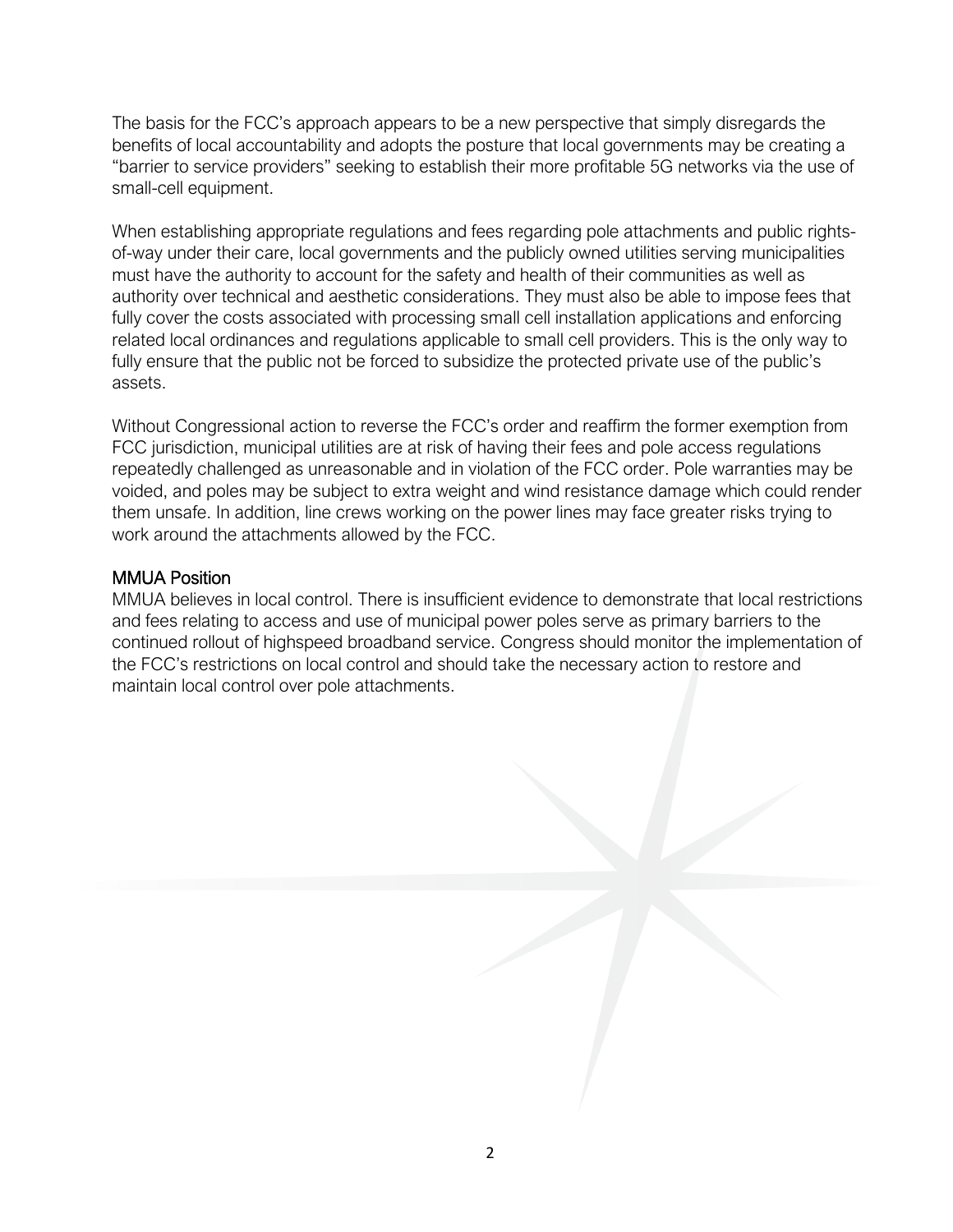The basis for the FCC's approach appears to be a new perspective that simply disregards the benefits of local accountability and adopts the posture that local governments may be creating a "barrier to service providers" seeking to establish their more profitable 5G networks via the use of small-cell equipment.

When establishing appropriate regulations and fees regarding pole attachments and public rights-of-way under their care, local governments and the publicly owned utilities serving municipalities must have the authority to account for the safety and health of their communities as well as authority over technical and aesthetic considerations. They must also be able to impose fees that fully cover the costs associated with processing small cell installation applications and enforcing related local ordinances and regulations applicable to small cell providers. This is the only way to fully ensure that the public not be forced to subsidize the protected private use of the public's assets.

Without Congressional action to reverse the FCC's order and reaffirm the former exemption from FCC jurisdiction, municipal utilities are at risk of having their fees and pole access regulations repeatedly challenged as unreasonable and in violation of the FCC order. Pole warranties may be voided, and poles may be subject to extra weight and wind resistance damage which could render them unsafe. In addition, line crews working on the power lines may face greater risks trying to work around the attachments allowed by the FCC.

## MMUA Position

MMUA believes in local control. There is insufficient evidence to demonstrate that local restrictions and fees relating to access and use of municipal power poles serve as primary barriers to the continued rollout of highspeed broadband service. Congress should monitor the implementation of the FCC's restrictions on local control and should take the necessary action to restore and maintain local control over pole attachments.